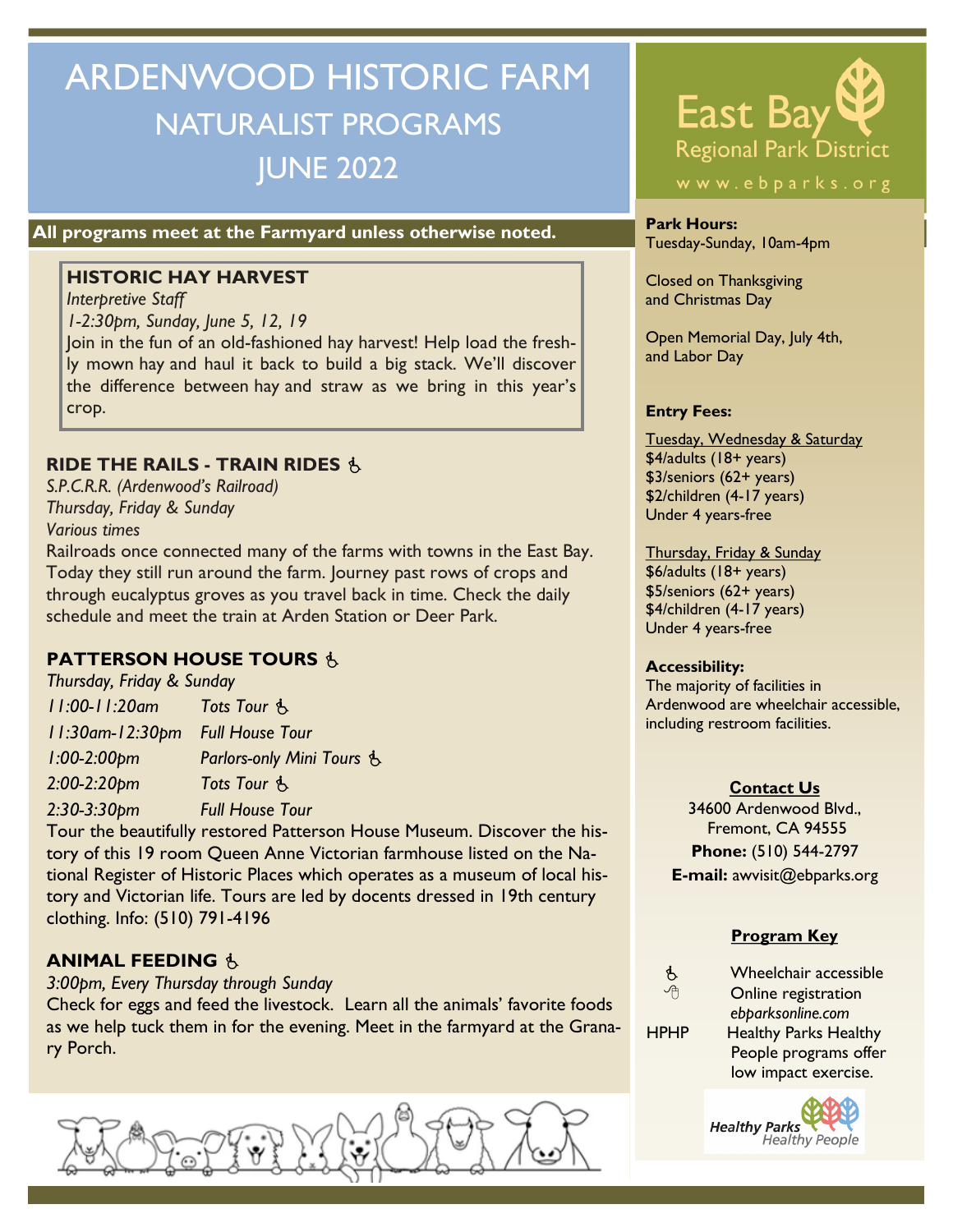# ARDENWOOD HISTORIC FARM
## NATURALIST PROGRAMS
## JUNE 2022

**All programs meet at the Farmyard unless otherwise noted.**

### HISTORIC HAY HARVEST

*Interpretive Staff*
*1-2:30pm, Sunday, June 5, 12, 19*

Join in the fun of an old-fashioned hay harvest! Help load the freshly mown hay and haul it back to build a big stack. We'll discover the difference between hay and straw as we bring in this year's crop.

### RIDE THE RAILS - TRAIN RIDES ♿

*S.P.C.R.R. (Ardenwood's Railroad)*
*Thursday, Friday & Sunday*
*Various times*

Railroads once connected many of the farms with towns in the East Bay. Today they still run around the farm. Journey past rows of crops and through eucalyptus groves as you travel back in time. Check the daily schedule and meet the train at Arden Station or Deer Park.

### PATTERSON HOUSE TOURS ♿

*Thursday, Friday & Sunday*

| | |
|---|---|
| *11:00-11:20am* | *Tots Tour* ♿ |
| *11:30am-12:30pm* | *Full House Tour* |
| *1:00-2:00pm* | *Parlors-only Mini Tours* ♿ |
| *2:00-2:20pm* | *Tots Tour* ♿ |
| *2:30-3:30pm* | *Full House Tour* |

Tour the beautifully restored Patterson House Museum. Discover the history of this 19 room Queen Anne Victorian farmhouse listed on the National Register of Historic Places which operates as a museum of local history and Victorian life. Tours are led by docents dressed in 19th century clothing. Info: (510) 791-4196

### ANIMAL FEEDING ♿

*3:00pm, Every Thursday through Sunday*

Check for eggs and feed the livestock. Learn all the animals' favorite foods as we help tuck them in for the evening. Meet in the farmyard at the Granary Porch.

---

**East Bay Regional Park District**
www.ebparks.org

**Park Hours:**
Tuesday-Sunday, 10am-4pm

Closed on Thanksgiving and Christmas Day

Open Memorial Day, July 4th, and Labor Day

**Entry Fees:**

Tuesday, Wednesday & Saturday
$4/adults (18+ years)
$3/seniors (62+ years)
$2/children (4-17 years)
Under 4 years-free

Thursday, Friday & Sunday
$6/adults (18+ years)
$5/seniors (62+ years)
$4/children (4-17 years)
Under 4 years-free

**Accessibility:**
The majority of facilities in Ardenwood are wheelchair accessible, including restroom facilities.

**Contact Us**
34600 Ardenwood Blvd.,
Fremont, CA 94555
**Phone:** (510) 544-2797
**E-mail:** awvisit@ebparks.org

**Program Key**

| | |
|---|---|
| ♿ | Wheelchair accessible |
| 🖱 | Online registration *ebparksonline.com* |
| HPHP | Healthy Parks Healthy People programs offer low impact exercise. |

Healthy Parks Healthy People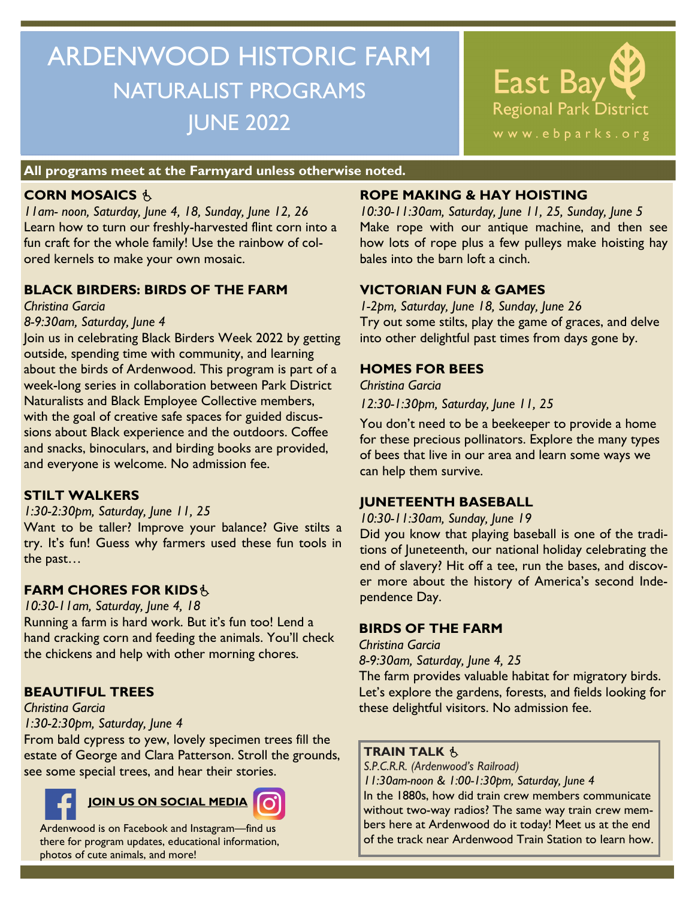# ARDENWOOD HISTORIC FARM
## NATURALIST PROGRAMS
## JUNE 2022

East Bay Regional Park District
www.ebparks.org

**All programs meet at the Farmyard unless otherwise noted.**

### CORN MOSAICS ♿
*11am- noon, Saturday, June 4, 18, Sunday, June 12, 26*
Learn how to turn our freshly-harvested flint corn into a fun craft for the whole family! Use the rainbow of colored kernels to make your own mosaic.

### BLACK BIRDERS: BIRDS OF THE FARM
*Christina Garcia*
*8-9:30am, Saturday, June 4*
Join us in celebrating Black Birders Week 2022 by getting outside, spending time with community, and learning about the birds of Ardenwood. This program is part of a week-long series in collaboration between Park District Naturalists and Black Employee Collective members, with the goal of creative safe spaces for guided discussions about Black experience and the outdoors. Coffee and snacks, binoculars, and birding books are provided, and everyone is welcome. No admission fee.

### STILT WALKERS
*1:30-2:30pm, Saturday, June 11, 25*
Want to be taller? Improve your balance? Give stilts a try. It's fun! Guess why farmers used these fun tools in the past…

### FARM CHORES FOR KIDS ♿
*10:30-11am, Saturday, June 4, 18*
Running a farm is hard work. But it's fun too! Lend a hand cracking corn and feeding the animals. You'll check the chickens and help with other morning chores.

### BEAUTIFUL TREES
*Christina Garcia*
*1:30-2:30pm, Saturday, June 4*
From bald cypress to yew, lovely specimen trees fill the estate of George and Clara Patterson. Stroll the grounds, see some special trees, and hear their stories.

**JOIN US ON SOCIAL MEDIA**

Ardenwood is on Facebook and Instagram—find us there for program updates, educational information, photos of cute animals, and more!

### ROPE MAKING & HAY HOISTING
*10:30-11:30am, Saturday, June 11, 25, Sunday, June 5*
Make rope with our antique machine, and then see how lots of rope plus a few pulleys make hoisting hay bales into the barn loft a cinch.

### VICTORIAN FUN & GAMES
*1-2pm, Saturday, June 18, Sunday, June 26*
Try out some stilts, play the game of graces, and delve into other delightful past times from days gone by.

### HOMES FOR BEES
*Christina Garcia*
*12:30-1:30pm, Saturday, June 11, 25*
You don't need to be a beekeeper to provide a home for these precious pollinators. Explore the many types of bees that live in our area and learn some ways we can help them survive.

### JUNETEENTH BASEBALL
*10:30-11:30am, Sunday, June 19*
Did you know that playing baseball is one of the traditions of Juneteenth, our national holiday celebrating the end of slavery? Hit off a tee, run the bases, and discover more about the history of America's second Independence Day.

### BIRDS OF THE FARM
*Christina Garcia*
*8-9:30am, Saturday, June 4, 25*
The farm provides valuable habitat for migratory birds. Let's explore the gardens, forests, and fields looking for these delightful visitors. No admission fee.

### TRAIN TALK ♿
*S.P.C.R.R. (Ardenwood's Railroad)*
*11:30am-noon & 1:00-1:30pm, Saturday, June 4*
In the 1880s, how did train crew members communicate without two-way radios? The same way train crew members here at Ardenwood do it today! Meet us at the end of the track near Ardenwood Train Station to learn how.